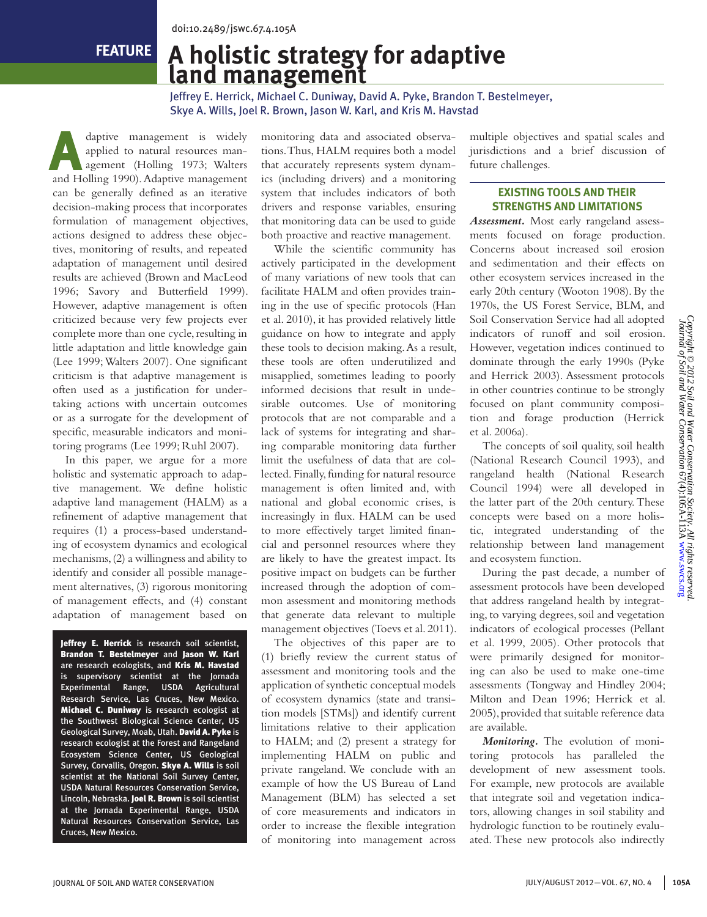doi:10.2489/jswc.67.4.105A

FEATURE

# A holistic strategy for adaptive land management

Jeffrey E. Herrick, Michael C. Duniway, David A. Pyke, Brandon T. Bestelmeyer, Skye A. Wills, Joel R. Brown, Jason W. Karl, and Kris M. Havstad

Adaptive management is widely applied to natural resources management (Holling 1973; Walters and Holling 1990). Adaptive management can be generally defined as an iterative decision-making process that incorporates formulation of management objectives, actions designed to address these objectives, monitoring of results, and repeated adaptation of management until desired results are achieved (Brown and MacLeod 1996; Savory and Butterfield 1999). However, adaptive management is often criticized because very few projects ever complete more than one cycle, resulting in little adaptation and little knowledge gain (Lee 1999; Walters 2007). One significant criticism is that adaptive management is often used as a justification for undertaking actions with uncertain outcomes or as a surrogate for the development of specific, measurable indicators and monitoring programs (Lee 1999; Ruhl 2007).

In this paper, we argue for a more holistic and systematic approach to adaptive management. We define holistic adaptive land management (HALM) as a refinement of adaptive management that requires (1) a process-based understanding of ecosystem dynamics and ecological mechanisms, (2) a willingness and ability to identify and consider all possible management alternatives, (3) rigorous monitoring of management effects, and (4) constant adaptation of management based on monitoring data and associated observations. Thus, HALM requires both a model that accurately represents system dynamics (including drivers) and a monitoring system that includes indicators of both drivers and response variables, ensuring that monitoring data can be used to guide both proactive and reactive management.

While the scientific community has actively participated in the development of many variations of new tools that can facilitate HALM and often provides training in the use of specific protocols (Han et al. 2010), it has provided relatively little guidance on how to integrate and apply these tools to decision making. As a result, these tools are often underutilized and misapplied, sometimes leading to poorly informed decisions that result in undesirable outcomes. Use of monitoring protocols that are not comparable and a lack of systems for integrating and sharing comparable monitoring data further limit the usefulness of data that are collected. Finally, funding for natural resource management is often limited and, with national and global economic crises, is increasingly in flux. HALM can be used to more effectively target limited financial and personnel resources where they are likely to have the greatest impact. Its positive impact on budgets can be further increased through the adoption of common assessment and monitoring methods that generate data relevant to multiple management objectives (Toevs et al. 2011).

The objectives of this paper are to (1) briefly review the current status of assessment and monitoring tools and the application of synthetic conceptual models of ecosystem dynamics (state and transition models [STMs]) and identify current limitations relative to their application to HALM; and (2) present a strategy for implementing HALM on public and private rangeland. We conclude with an example of how the US Bureau of Land Management (BLM) has selected a set of core measurements and indicators in order to increase the flexible integration of monitoring into management across multiple objectives and spatial scales and jurisdictions and a brief discussion of future challenges.

**Jeffrey E. Herrick** is research soil scientist, **Brandon T. Bestelmeyer** and **Jason W. Karl** are research ecologists, and **Kris M. Havstad** is supervisory scientist at the Jornada Experimental Range, USDA Agricultural Research Service, Las Cruces, New Mexico. **Michael C. Duniway** is research ecologist at the Southwest Biological Science Center, US Geological Survey, Moab, Utah. **David A. Pyke** is research ecologist at the Forest and Rangeland Ecosystem Science Center, US Geological Survey, Corvallis, Oregon. **Skye A. Wills** is soil scientist at the National Soil Survey Center, USDA Natural Resources Conservation Service, Lincoln, Nebraska. **Joel R. Brown** is soil scientist at the Jornada Experimental Range, USDA Natural Resources Conservation Service, Las Cruces, New Mexico.

## EXISTING TOOLS AND THEIR STRENGTHS AND LIMITATIONS

***Assessment.*** Most early rangeland assessments focused on forage production. Concerns about increased soil erosion and sedimentation and their effects on other ecosystem services increased in the early 20th century (Wooton 1908). By the 1970s, the US Forest Service, BLM, and Soil Conservation Service had all adopted indicators of runoff and soil erosion. However, vegetation indices continued to dominate through the early 1990s (Pyke and Herrick 2003). Assessment protocols in other countries continue to be strongly focused on plant community composition and forage production (Herrick et al. 2006a).

The concepts of soil quality, soil health (National Research Council 1993), and rangeland health (National Research Council 1994) were all developed in the latter part of the 20th century. These concepts were based on a more holistic, integrated understanding of the relationship between land management and ecosystem function.

During the past decade, a number of assessment protocols have been developed that address rangeland health by integrating, to varying degrees, soil and vegetation indicators of ecological processes (Pellant et al. 1999, 2005). Other protocols that were primarily designed for monitoring can also be used to make one-time assessments (Tongway and Hindley 2004; Milton and Dean 1996; Herrick et al. 2005), provided that suitable reference data are available.

***Monitoring.*** The evolution of monitoring protocols has paralleled the development of new assessment tools. For example, new protocols are available that integrate soil and vegetation indicators, allowing changes in soil stability and hydrologic function to be routinely evaluated. These new protocols also indirectly

Copyright © 2012 Soil and Water Conservation Society. All rights reserved. Journal of Soil and Water Conservation 67(4):105A-113A www.swcs.org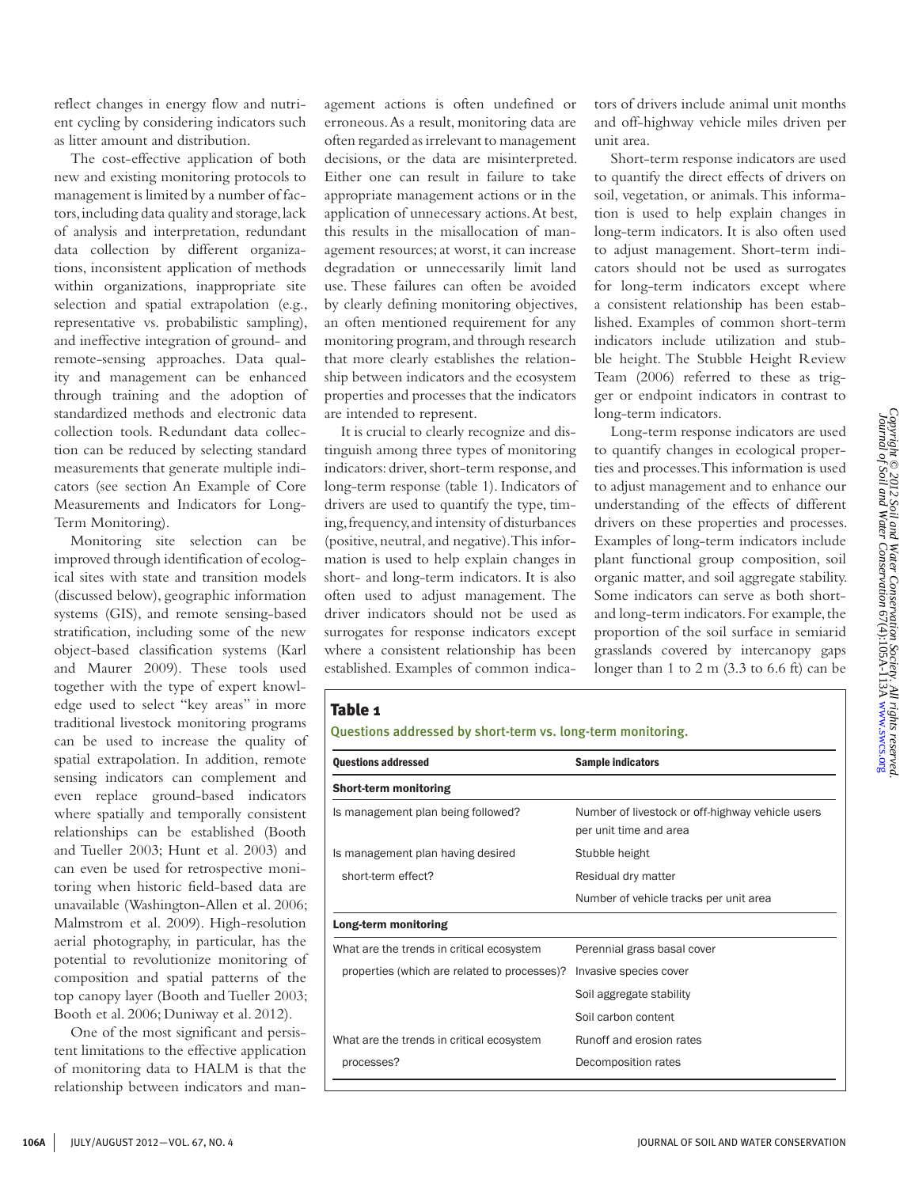reflect changes in energy flow and nutrient cycling by considering indicators such as litter amount and distribution.

The cost-effective application of both new and existing monitoring protocols to management is limited by a number of factors, including data quality and storage, lack of analysis and interpretation, redundant data collection by different organizations, inconsistent application of methods within organizations, inappropriate site selection and spatial extrapolation (e.g., representative vs. probabilistic sampling), and ineffective integration of ground- and remote-sensing approaches. Data quality and management can be enhanced through training and the adoption of standardized methods and electronic data collection tools. Redundant data collection can be reduced by selecting standard measurements that generate multiple indicators (see section An Example of Core Measurements and Indicators for Long-Term Monitoring).

Monitoring site selection can be improved through identification of ecological sites with state and transition models (discussed below), geographic information systems (GIS), and remote sensing-based stratification, including some of the new object-based classification systems (Karl and Maurer 2009). These tools used together with the type of expert knowledge used to select "key areas" in more traditional livestock monitoring programs can be used to increase the quality of spatial extrapolation. In addition, remote sensing indicators can complement and even replace ground-based indicators where spatially and temporally consistent relationships can be established (Booth and Tueller 2003; Hunt et al. 2003) and can even be used for retrospective monitoring when historic field-based data are unavailable (Washington-Allen et al. 2006; Malmstrom et al. 2009). High-resolution aerial photography, in particular, has the potential to revolutionize monitoring of composition and spatial patterns of the top canopy layer (Booth and Tueller 2003; Booth et al. 2006; Duniway et al. 2012).

One of the most significant and persistent limitations to the effective application of monitoring data to HALM is that the relationship between indicators and management actions is often undefined or erroneous. As a result, monitoring data are often regarded as irrelevant to management decisions, or the data are misinterpreted. Either one can result in failure to take appropriate management actions or in the application of unnecessary actions. At best, this results in the misallocation of management resources; at worst, it can increase degradation or unnecessarily limit land use. These failures can often be avoided by clearly defining monitoring objectives, an often mentioned requirement for any monitoring program, and through research that more clearly establishes the relationship between indicators and the ecosystem properties and processes that the indicators are intended to represent.

It is crucial to clearly recognize and distinguish among three types of monitoring indicators: driver, short-term response, and long-term response (table 1). Indicators of drivers are used to quantify the type, timing, frequency, and intensity of disturbances (positive, neutral, and negative). This information is used to help explain changes in short- and long-term indicators. It is also often used to adjust management. The driver indicators should not be used as surrogates for response indicators except where a consistent relationship has been established. Examples of common indicators of drivers include animal unit months and off-highway vehicle miles driven per unit area.

Short-term response indicators are used to quantify the direct effects of drivers on soil, vegetation, or animals. This information is used to help explain changes in long-term indicators. It is also often used to adjust management. Short-term indicators should not be used as surrogates for long-term indicators except where a consistent relationship has been established. Examples of common short-term indicators include utilization and stubble height. The Stubble Height Review Team (2006) referred to these as trigger or endpoint indicators in contrast to long-term indicators.

Long-term response indicators are used to quantify changes in ecological properties and processes. This information is used to adjust management and to enhance our understanding of the effects of different drivers on these properties and processes. Examples of long-term indicators include plant functional group composition, soil organic matter, and soil aggregate stability. Some indicators can serve as both short- and long-term indicators. For example, the proportion of the soil surface in semiarid grasslands covered by intercanopy gaps longer than 1 to 2 m (3.3 to 6.6 ft) can be

**Table 1**

Questions addressed by short-term vs. long-term monitoring.

| Questions addressed | Sample indicators |
|---|---|
| **Short-term monitoring** | |
| Is management plan being followed? | Number of livestock or off-highway vehicle users per unit time and area |
| Is management plan having desired short-term effect? | Stubble height |
| | Residual dry matter |
| | Number of vehicle tracks per unit area |
| **Long-term monitoring** | |
| What are the trends in critical ecosystem properties (which are related to processes)? | Perennial grass basal cover |
| | Invasive species cover |
| | Soil aggregate stability |
| | Soil carbon content |
| What are the trends in critical ecosystem processes? | Runoff and erosion rates |
| | Decomposition rates |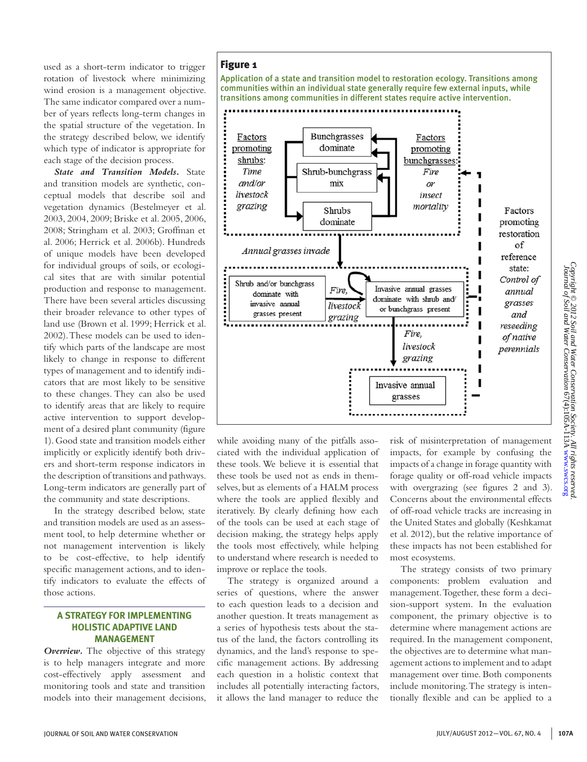used as a short-term indicator to trigger rotation of livestock where minimizing wind erosion is a management objective. The same indicator compared over a number of years reflects long-term changes in the spatial structure of the vegetation. In the strategy described below, we identify which type of indicator is appropriate for each stage of the decision process.

***State and Transition Models.*** State and transition models are synthetic, conceptual models that describe soil and vegetation dynamics (Bestelmeyer et al. 2003, 2004, 2009; Briske et al. 2005, 2006, 2008; Stringham et al. 2003; Groffman et al. 2006; Herrick et al. 2006b). Hundreds of unique models have been developed for individual groups of soils, or ecological sites that are with similar potential production and response to management. There have been several articles discussing their broader relevance to other types of land use (Brown et al. 1999; Herrick et al. 2002). These models can be used to identify which parts of the landscape are most likely to change in response to different types of management and to identify indicators that are most likely to be sensitive to these changes. They can also be used to identify areas that are likely to require active intervention to support development of a desired plant community (figure 1). Good state and transition models either implicitly or explicitly identify both drivers and short-term response indicators in the description of transitions and pathways. Long-term indicators are generally part of the community and state descriptions.

In the strategy described below, state and transition models are used as an assessment tool, to help determine whether or not management intervention is likely to be cost-effective, to help identify specific management actions, and to identify indicators to evaluate the effects of those actions.

**Figure 1**

Application of a state and transition model to restoration ecology. Transitions among communities within an individual state generally require few external inputs, while transitions among communities in different states require active intervention.

Factors promoting shrubs: *Time and/or livestock grazing*

Bunchgrasses dominate

Shrub-bunchgrass mix

Shrubs dominate

Factors promoting bunchgrasses: *Fire or insect mortality*

*Annual grasses invade*

Shrub and/or bunchgrass dominate with invasive annual grasses present

*Fire, livestock grazing*

Invasive annual grasses dominate with shrub and/ or bunchgrass present

*Fire, livestock grazing*

Invasive annual grasses

Factors promoting restoration of reference state: *Control of annual grasses and reseeding of native perennials*

## A STRATEGY FOR IMPLEMENTING HOLISTIC ADAPTIVE LAND MANAGEMENT

***Overview.*** The objective of this strategy is to help managers integrate and more cost-effectively apply assessment and monitoring tools and state and transition models into their management decisions, while avoiding many of the pitfalls associated with the individual application of these tools. We believe it is essential that these tools be used not as ends in themselves, but as elements of a HALM process where the tools are applied flexibly and iteratively. By clearly defining how each of the tools can be used at each stage of decision making, the strategy helps apply the tools most effectively, while helping to understand where research is needed to improve or replace the tools.

The strategy is organized around a series of questions, where the answer to each question leads to a decision and another question. It treats management as a series of hypothesis tests about the status of the land, the factors controlling its dynamics, and the land's response to specific management actions. By addressing each question in a holistic context that includes all potentially interacting factors, it allows the land manager to reduce the risk of misinterpretation of management impacts, for example by confusing the impacts of a change in forage quantity with forage quality or off-road vehicle impacts with overgrazing (see figures 2 and 3). Concerns about the environmental effects of off-road vehicle tracks are increasing in the United States and globally (Keshkamat et al. 2012), but the relative importance of these impacts has not been established for most ecosystems.

The strategy consists of two primary components: problem evaluation and management. Together, these form a decision-support system. In the evaluation component, the primary objective is to determine where management actions are required. In the management component, the objectives are to determine what management actions to implement and to adapt management over time. Both components include monitoring. The strategy is intentionally flexible and can be applied to a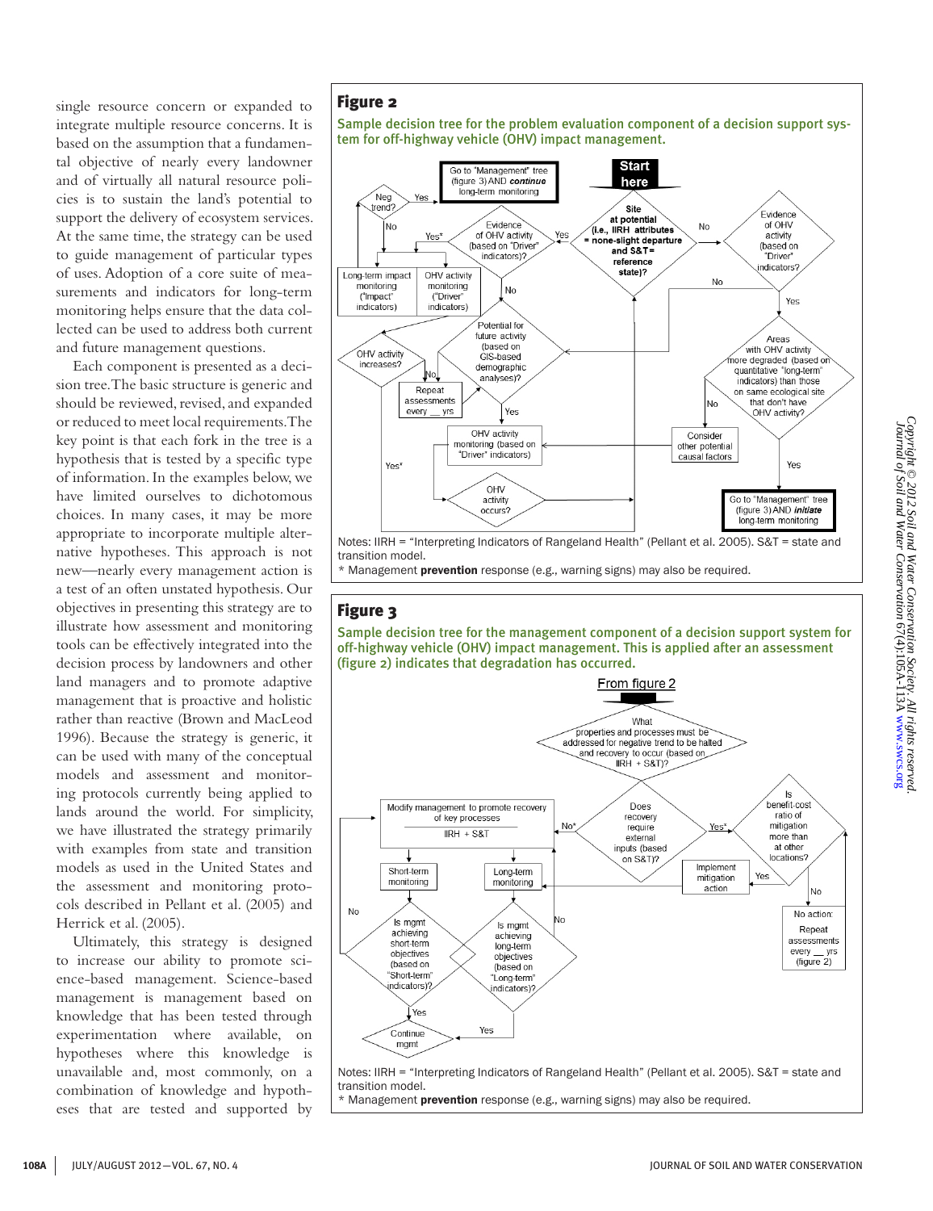single resource concern or expanded to integrate multiple resource concerns. It is based on the assumption that a fundamental objective of nearly every landowner and of virtually all natural resource policies is to sustain the land's potential to support the delivery of ecosystem services. At the same time, the strategy can be used to guide management of particular types of uses. Adoption of a core suite of measurements and indicators for long-term monitoring helps ensure that the data collected can be used to address both current and future management questions.

Each component is presented as a decision tree. The basic structure is generic and should be reviewed, revised, and expanded or reduced to meet local requirements. The key point is that each fork in the tree is a hypothesis that is tested by a specific type of information. In the examples below, we have limited ourselves to dichotomous choices. In many cases, it may be more appropriate to incorporate multiple alternative hypotheses. This approach is not new—nearly every management action is a test of an often unstated hypothesis. Our objectives in presenting this strategy are to illustrate how assessment and monitoring tools can be effectively integrated into the decision process by landowners and other land managers and to promote adaptive management that is proactive and holistic rather than reactive (Brown and MacLeod 1996). Because the strategy is generic, it can be used with many of the conceptual models and assessment and monitoring protocols currently being applied to lands around the world. For simplicity, we have illustrated the strategy primarily with examples from state and transition models as used in the United States and the assessment and monitoring protocols described in Pellant et al. (2005) and Herrick et al. (2005).

Ultimately, this strategy is designed to increase our ability to promote science-based management. Science-based management is management based on knowledge that has been tested through experimentation where available, on hypotheses where this knowledge is unavailable and, most commonly, on a combination of knowledge and hypotheses that are tested and supported by

## Figure 2

Sample decision tree for the problem evaluation component of a decision support system for off-highway vehicle (OHV) impact management.

Start here

Site at potential (i.e., IIRH attributes = none-slight departure and S&T= reference state)?

Yes

Evidence of OHV activity (based on "Driver" indicators)?

Yes*

Long-term impact monitoring ("Impact" indicators)

OHV activity monitoring ("Driver" indicators)

Neg trend?

Yes

Go to "Management" tree (figure 3) AND *continue* long-term monitoring

No

No

Potential for future activity (based on GIS-based demographic analyses)?

No

Repeat assessments every __ yrs

OHV activity increases?

Yes*

Yes

OHV activity monitoring (based on "Driver" indicators)

OHV activity occurs?

No

Evidence of OHV activity (based on "Driver" indicators?

No

Yes

Areas with OHV activity more degraded (based on quantitative "long-term" indicators) than those on same ecological site that don't have OHV activity?

No

Consider other potential causal factors

Yes

Go to "Management" tree (figure 3) AND *initiate* long-term monitoring

Notes: IIRH = "Interpreting Indicators of Rangeland Health" (Pellant et al. 2005). S&T = state and transition model.

\* Management **prevention** response (e.g., warning signs) may also be required.

## Figure 3

Sample decision tree for the management component of a decision support system for off-highway vehicle (OHV) impact management. This is applied after an assessment (figure 2) indicates that degradation has occurred.

From figure 2

What properties and processes must be addressed for negative trend to be halted and recovery to occur (based on IIRH + S&T)?

Does recovery require external inputs (based on S&T)?

No*

Modify management to promote recovery of key processes

IIRH + S&T

Short-term monitoring

Long-term monitoring

Is mgmt achieving short-term objectives (based on "Short-term" indicators)?

Is mgmt achieving long-term objectives (based on "Long-term" indicators)?

No

No

Yes

Yes

Continue mgmt

Yes*

Is benefit-cost ratio of mitigation more than at other locations?

Yes

Implement mitigation action

No

No action: Repeat assessments every __ yrs (figure 2)

Notes: IIRH = "Interpreting Indicators of Rangeland Health" (Pellant et al. 2005). S&T = state and transition model.

\* Management **prevention** response (e.g., warning signs) may also be required.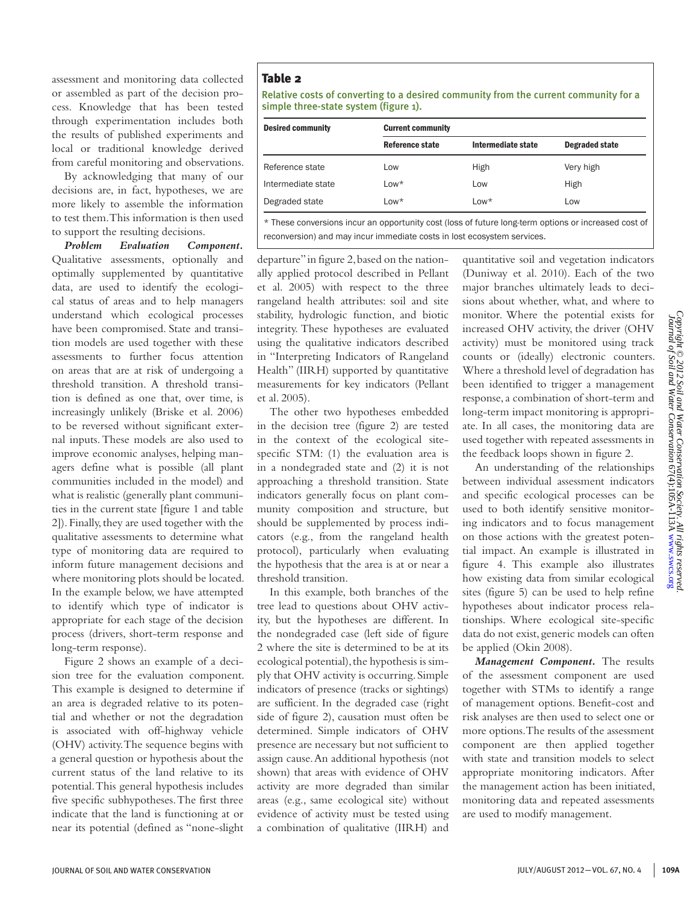assessment and monitoring data collected or assembled as part of the decision process. Knowledge that has been tested through experimentation includes both the results of published experiments and local or traditional knowledge derived from careful monitoring and observations.

By acknowledging that many of our decisions are, in fact, hypotheses, we are more likely to assemble the information to test them. This information is then used to support the resulting decisions.

***Problem Evaluation Component.*** Qualitative assessments, optionally and optimally supplemented by quantitative data, are used to identify the ecological status of areas and to help managers understand which ecological processes have been compromised. State and transition models are used together with these assessments to further focus attention on areas that are at risk of undergoing a threshold transition. A threshold transition is defined as one that, over time, is increasingly unlikely (Briske et al. 2006) to be reversed without significant external inputs. These models are also used to improve economic analyses, helping managers define what is possible (all plant communities included in the model) and what is realistic (generally plant communities in the current state [figure 1 and table 2]). Finally, they are used together with the qualitative assessments to determine what type of monitoring data are required to inform future management decisions and where monitoring plots should be located. In the example below, we have attempted to identify which type of indicator is appropriate for each stage of the decision process (drivers, short-term response and long-term response).

Figure 2 shows an example of a decision tree for the evaluation component. This example is designed to determine if an area is degraded relative to its potential and whether or not the degradation is associated with off-highway vehicle (OHV) activity. The sequence begins with a general question or hypothesis about the current status of the land relative to its potential. This general hypothesis includes five specific subhypotheses. The first three indicate that the land is functioning at or near its potential (defined as "none-slight departure" in figure 2, based on the nationally applied protocol described in Pellant et al. 2005) with respect to the three rangeland health attributes: soil and site stability, hydrologic function, and biotic integrity. These hypotheses are evaluated using the qualitative indicators described in "Interpreting Indicators of Rangeland Health" (IIRH) supported by quantitative measurements for key indicators (Pellant et al. 2005).

**Table 2**

Relative costs of converting to a desired community from the current community for a simple three-state system (figure 1).

| Desired community | Current community | | |
|---|---|---|---|
| | Reference state | Intermediate state | Degraded state |
| Reference state | Low | High | Very high |
| Intermediate state | Low* | Low | High |
| Degraded state | Low* | Low* | Low |

\* These conversions incur an opportunity cost (loss of future long-term options or increased cost of reconversion) and may incur immediate costs in lost ecosystem services.

The other two hypotheses embedded in the decision tree (figure 2) are tested in the context of the ecological site-specific STM: (1) the evaluation area is in a nondegraded state and (2) it is not approaching a threshold transition. State indicators generally focus on plant community composition and structure, but should be supplemented by process indicators (e.g., from the rangeland health protocol), particularly when evaluating the hypothesis that the area is at or near a threshold transition.

In this example, both branches of the tree lead to questions about OHV activity, but the hypotheses are different. In the nondegraded case (left side of figure 2 where the site is determined to be at its ecological potential), the hypothesis is simply that OHV activity is occurring. Simple indicators of presence (tracks or sightings) are sufficient. In the degraded case (right side of figure 2), causation must often be determined. Simple indicators of OHV presence are necessary but not sufficient to assign cause. An additional hypothesis (not shown) that areas with evidence of OHV activity are more degraded than similar areas (e.g., same ecological site) without evidence of activity must be tested using a combination of qualitative (IIRH) and quantitative soil and vegetation indicators (Duniway et al. 2010). Each of the two major branches ultimately leads to decisions about whether, what, and where to monitor. Where the potential exists for increased OHV activity, the driver (OHV activity) must be monitored using track counts or (ideally) electronic counters. Where a threshold level of degradation has been identified to trigger a management response, a combination of short-term and long-term impact monitoring is appropriate. In all cases, the monitoring data are used together with repeated assessments in the feedback loops shown in figure 2.

An understanding of the relationships between individual assessment indicators and specific ecological processes can be used to both identify sensitive monitoring indicators and to focus management on those actions with the greatest potential impact. An example is illustrated in figure 4. This example also illustrates how existing data from similar ecological sites (figure 5) can be used to help refine hypotheses about indicator process relationships. Where ecological site-specific data do not exist, generic models can often be applied (Okin 2008).

***Management Component.*** The results of the assessment component are used together with STMs to identify a range of management options. Benefit-cost and risk analyses are then used to select one or more options. The results of the assessment component are then applied together with state and transition models to select appropriate monitoring indicators. After the management action has been initiated, monitoring data and repeated assessments are used to modify management.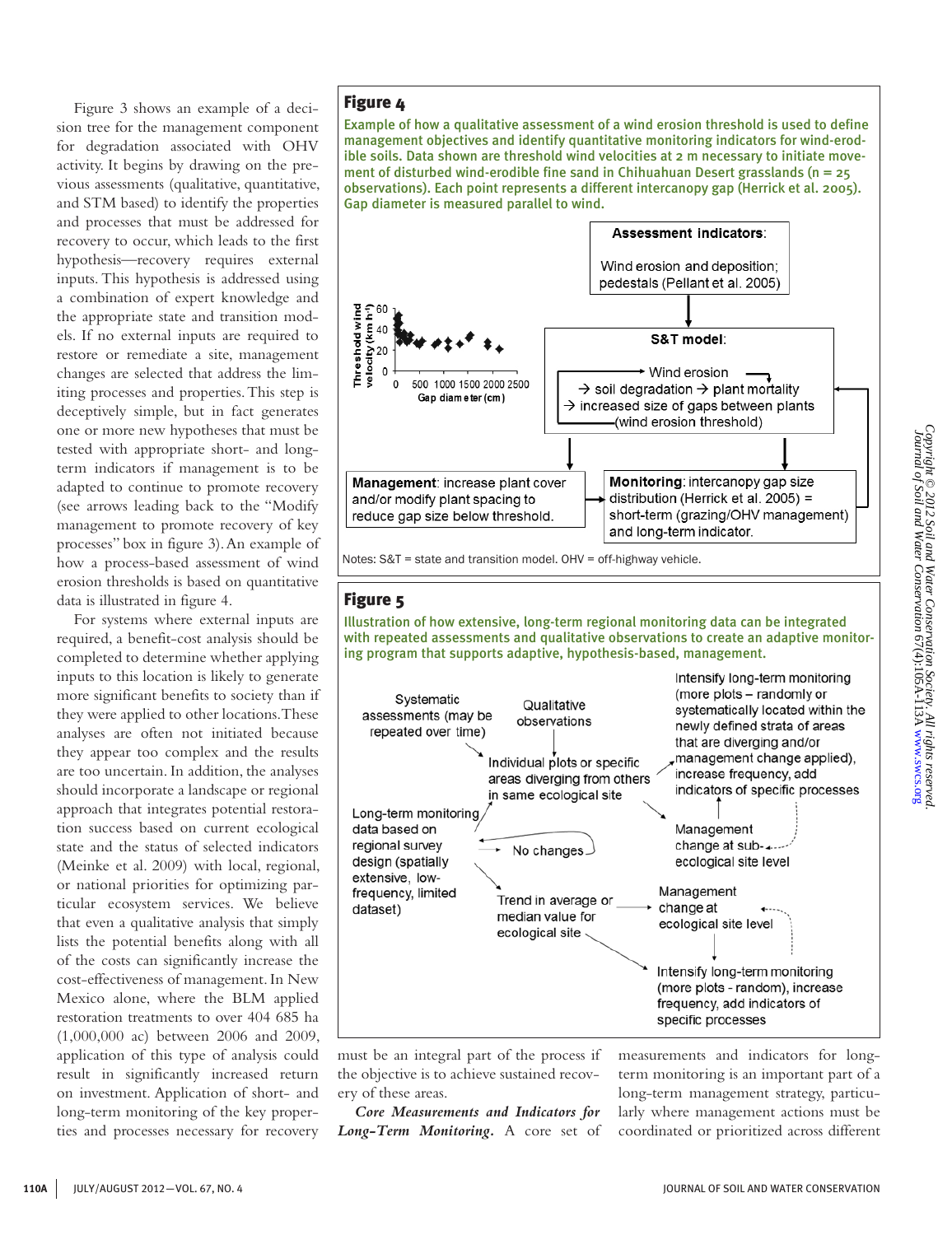Figure 3 shows an example of a decision tree for the management component for degradation associated with OHV activity. It begins by drawing on the previous assessments (qualitative, quantitative, and STM based) to identify the properties and processes that must be addressed for recovery to occur, which leads to the first hypothesis—recovery requires external inputs. This hypothesis is addressed using a combination of expert knowledge and the appropriate state and transition models. If no external inputs are required to restore or remediate a site, management changes are selected that address the limiting processes and properties. This step is deceptively simple, but in fact generates one or more new hypotheses that must be tested with appropriate short- and long-term indicators if management is to be adapted to continue to promote recovery (see arrows leading back to the "Modify management to promote recovery of key processes" box in figure 3). An example of how a process-based assessment of wind erosion thresholds is based on quantitative data is illustrated in figure 4.

For systems where external inputs are required, a benefit-cost analysis should be completed to determine whether applying inputs to this location is likely to generate more significant benefits to society than if they were applied to other locations. These analyses are often not initiated because they appear too complex and the results are too uncertain. In addition, the analyses should incorporate a landscape or regional approach that integrates potential restoration success based on current ecological state and the status of selected indicators (Meinke et al. 2009) with local, regional, or national priorities for optimizing particular ecosystem services. We believe that even a qualitative analysis that simply lists the potential benefits along with all of the costs can significantly increase the cost-effectiveness of management. In New Mexico alone, where the BLM applied restoration treatments to over 404 685 ha (1,000,000 ac) between 2006 and 2009, application of this type of analysis could result in significantly increased return on investment. Application of short- and long-term monitoring of the key properties and processes necessary for recovery must be an integral part of the process if the objective is to achieve sustained recovery of these areas.

***Core Measurements and Indicators for Long-Term Monitoring.*** A core set of measurements and indicators for long-term monitoring is an important part of a long-term management strategy, particularly where management actions must be coordinated or prioritized across different

**Figure 4**

Example of how a qualitative assessment of a wind erosion threshold is used to define management objectives and identify quantitative monitoring indicators for wind-erodible soils. Data shown are threshold wind velocities at 2 m necessary to initiate movement of disturbed wind-erodible fine sand in Chihuahuan Desert grasslands (n = 25 observations). Each point represents a different intercanopy gap (Herrick et al. 2005). Gap diameter is measured parallel to wind.

Notes: S&T = state and transition model. OHV = off-highway vehicle.

**Figure 5**

Illustration of how extensive, long-term regional monitoring data can be integrated with repeated assessments and qualitative observations to create an adaptive monitoring program that supports adaptive, hypothesis-based, management.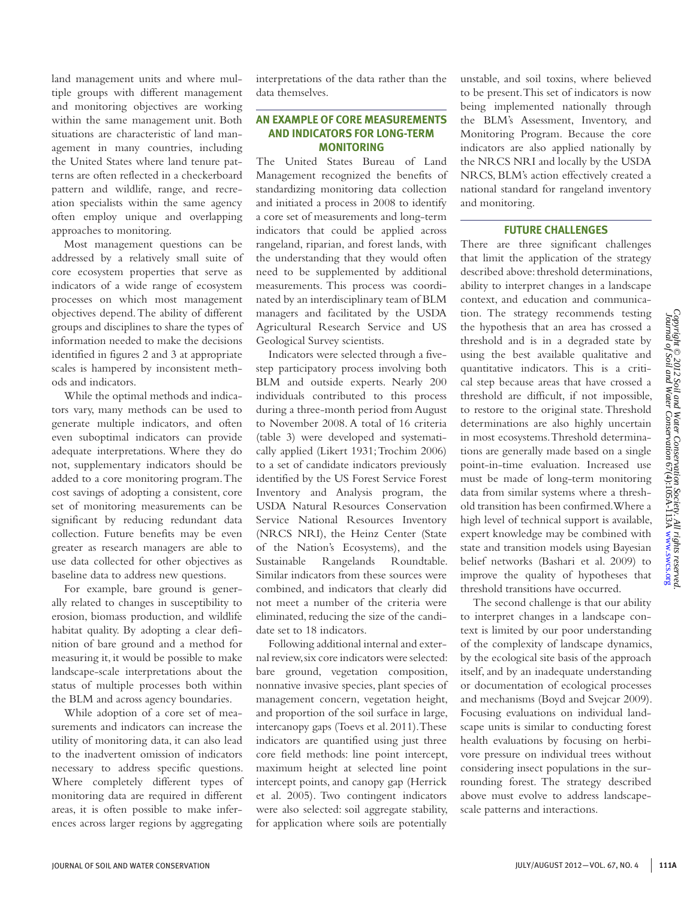land management units and where multiple groups with different management and monitoring objectives are working within the same management unit. Both situations are characteristic of land management in many countries, including the United States where land tenure patterns are often reflected in a checkerboard pattern and wildlife, range, and recreation specialists within the same agency often employ unique and overlapping approaches to monitoring.

Most management questions can be addressed by a relatively small suite of core ecosystem properties that serve as indicators of a wide range of ecosystem processes on which most management objectives depend. The ability of different groups and disciplines to share the types of information needed to make the decisions identified in figures 2 and 3 at appropriate scales is hampered by inconsistent methods and indicators.

While the optimal methods and indicators vary, many methods can be used to generate multiple indicators, and often even suboptimal indicators can provide adequate interpretations. Where they do not, supplementary indicators should be added to a core monitoring program. The cost savings of adopting a consistent, core set of monitoring measurements can be significant by reducing redundant data collection. Future benefits may be even greater as research managers are able to use data collected for other objectives as baseline data to address new questions.

For example, bare ground is generally related to changes in susceptibility to erosion, biomass production, and wildlife habitat quality. By adopting a clear definition of bare ground and a method for measuring it, it would be possible to make landscape-scale interpretations about the status of multiple processes both within the BLM and across agency boundaries.

While adoption of a core set of measurements and indicators can increase the utility of monitoring data, it can also lead to the inadvertent omission of indicators necessary to address specific questions. Where completely different types of monitoring data are required in different areas, it is often possible to make inferences across larger regions by aggregating interpretations of the data rather than the data themselves.

## AN EXAMPLE OF CORE MEASUREMENTS AND INDICATORS FOR LONG-TERM MONITORING

The United States Bureau of Land Management recognized the benefits of standardizing monitoring data collection and initiated a process in 2008 to identify a core set of measurements and long-term indicators that could be applied across rangeland, riparian, and forest lands, with the understanding that they would often need to be supplemented by additional measurements. This process was coordinated by an interdisciplinary team of BLM managers and facilitated by the USDA Agricultural Research Service and US Geological Survey scientists.

Indicators were selected through a five-step participatory process involving both BLM and outside experts. Nearly 200 individuals contributed to this process during a three-month period from August to November 2008. A total of 16 criteria (table 3) were developed and systematically applied (Likert 1931; Trochim 2006) to a set of candidate indicators previously identified by the US Forest Service Forest Inventory and Analysis program, the USDA Natural Resources Conservation Service National Resources Inventory (NRCS NRI), the Heinz Center (State of the Nation's Ecosystems), and the Sustainable Rangelands Roundtable. Similar indicators from these sources were combined, and indicators that clearly did not meet a number of the criteria were eliminated, reducing the size of the candidate set to 18 indicators.

Following additional internal and external review, six core indicators were selected: bare ground, vegetation composition, nonnative invasive species, plant species of management concern, vegetation height, and proportion of the soil surface in large, intercanopy gaps (Toevs et al. 2011). These indicators are quantified using just three core field methods: line point intercept, maximum height at selected line point intercept points, and canopy gap (Herrick et al. 2005). Two contingent indicators were also selected: soil aggregate stability, for application where soils are potentially unstable, and soil toxins, where believed to be present. This set of indicators is now being implemented nationally through the BLM's Assessment, Inventory, and Monitoring Program. Because the core indicators are also applied nationally by the NRCS NRI and locally by the USDA NRCS, BLM's action effectively created a national standard for rangeland inventory and monitoring.

## FUTURE CHALLENGES

There are three significant challenges that limit the application of the strategy described above: threshold determinations, ability to interpret changes in a landscape context, and education and communication. The strategy recommends testing the hypothesis that an area has crossed a threshold and is in a degraded state by using the best available qualitative and quantitative indicators. This is a critical step because areas that have crossed a threshold are difficult, if not impossible, to restore to the original state. Threshold determinations are also highly uncertain in most ecosystems. Threshold determinations are generally made based on a single point-in-time evaluation. Increased use must be made of long-term monitoring data from similar systems where a threshold transition has been confirmed. Where a high level of technical support is available, expert knowledge may be combined with state and transition models using Bayesian belief networks (Bashari et al. 2009) to improve the quality of hypotheses that threshold transitions have occurred.

The second challenge is that our ability to interpret changes in a landscape context is limited by our poor understanding of the complexity of landscape dynamics, by the ecological site basis of the approach itself, and by an inadequate understanding or documentation of ecological processes and mechanisms (Boyd and Svejcar 2009). Focusing evaluations on individual landscape units is similar to conducting forest health evaluations by focusing on herbivore pressure on individual trees without considering insect populations in the surrounding forest. The strategy described above must evolve to address landscape-scale patterns and interactions.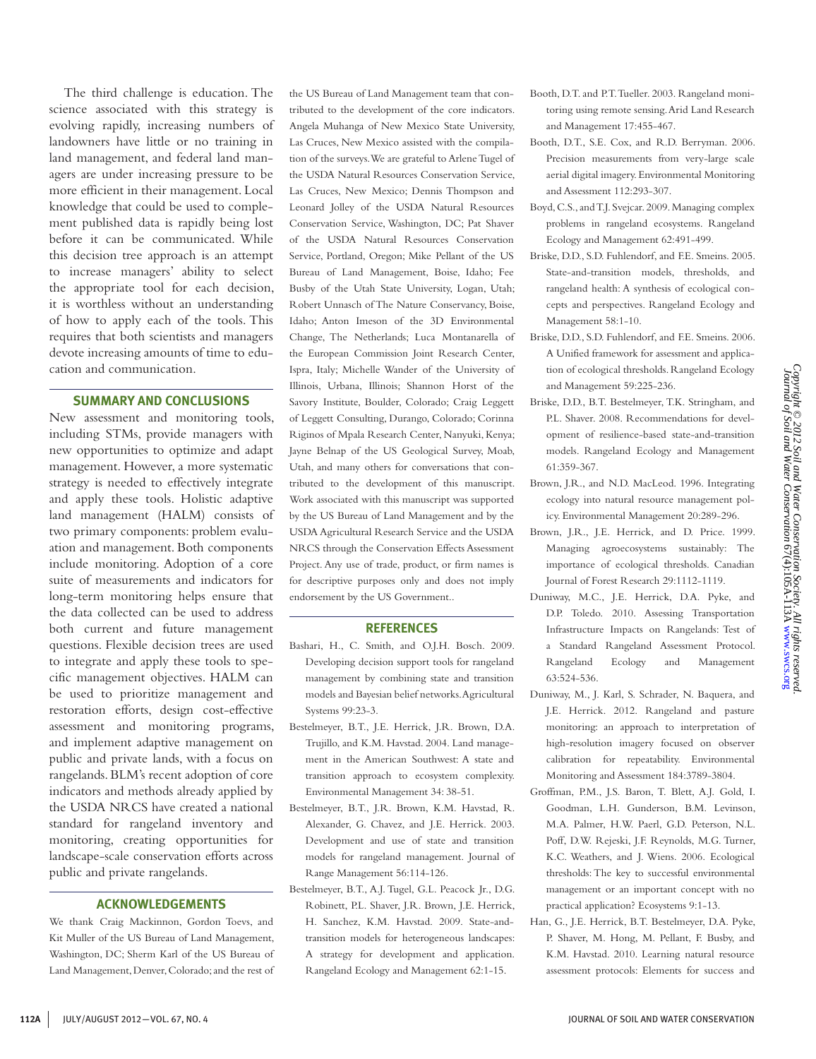The third challenge is education. The science associated with this strategy is evolving rapidly, increasing numbers of landowners have little or no training in land management, and federal land managers are under increasing pressure to be more efficient in their management. Local knowledge that could be used to complement published data is rapidly being lost before it can be communicated. While this decision tree approach is an attempt to increase managers' ability to select the appropriate tool for each decision, it is worthless without an understanding of how to apply each of the tools. This requires that both scientists and managers devote increasing amounts of time to education and communication.

## SUMMARY AND CONCLUSIONS

New assessment and monitoring tools, including STMs, provide managers with new opportunities to optimize and adapt management. However, a more systematic strategy is needed to effectively integrate and apply these tools. Holistic adaptive land management (HALM) consists of two primary components: problem evaluation and management. Both components include monitoring. Adoption of a core suite of measurements and indicators for long-term monitoring helps ensure that the data collected can be used to address both current and future management questions. Flexible decision trees are used to integrate and apply these tools to specific management objectives. HALM can be used to prioritize management and restoration efforts, design cost-effective assessment and monitoring programs, and implement adaptive management on public and private lands, with a focus on rangelands. BLM's recent adoption of core indicators and methods already applied by the USDA NRCS have created a national standard for rangeland inventory and monitoring, creating opportunities for landscape-scale conservation efforts across public and private rangelands.

## ACKNOWLEDGEMENTS

We thank Craig Mackinnon, Gordon Toevs, and Kit Muller of the US Bureau of Land Management, Washington, DC; Sherm Karl of the US Bureau of Land Management, Denver, Colorado; and the rest of the US Bureau of Land Management team that contributed to the development of the core indicators. Angela Muhanga of New Mexico State University, Las Cruces, New Mexico assisted with the compilation of the surveys. We are grateful to Arlene Tugel of the USDA Natural Resources Conservation Service, Las Cruces, New Mexico; Dennis Thompson and Leonard Jolley of the USDA Natural Resources Conservation Service, Washington, DC; Pat Shaver of the USDA Natural Resources Conservation Service, Portland, Oregon; Mike Pellant of the US Bureau of Land Management, Boise, Idaho; Fee Busby of the Utah State University, Logan, Utah; Robert Unnasch of The Nature Conservancy, Boise, Idaho; Anton Imeson of the 3D Environmental Change, The Netherlands; Luca Montanarella of the European Commission Joint Research Center, Ispra, Italy; Michelle Wander of the University of Illinois, Urbana, Illinois; Shannon Horst of the Savory Institute, Boulder, Colorado; Craig Leggett of Leggett Consulting, Durango, Colorado; Corinna Riginos of Mpala Research Center, Nanyuki, Kenya; Jayne Belnap of the US Geological Survey, Moab, Utah, and many others for conversations that contributed to the development of this manuscript. Work associated with this manuscript was supported by the US Bureau of Land Management and by the USDA Agricultural Research Service and the USDA NRCS through the Conservation Effects Assessment Project. Any use of trade, product, or firm names is for descriptive purposes only and does not imply endorsement by the US Government..

## REFERENCES

Bashari, H., C. Smith, and O.J.H. Bosch. 2009. Developing decision support tools for rangeland management by combining state and transition models and Bayesian belief networks. Agricultural Systems 99:23-3.

Bestelmeyer, B.T., J.E. Herrick, J.R. Brown, D.A. Trujillo, and K.M. Havstad. 2004. Land management in the American Southwest: A state and transition approach to ecosystem complexity. Environmental Management 34: 38-51.

Bestelmeyer, B.T., J.R. Brown, K.M. Havstad, R. Alexander, G. Chavez, and J.E. Herrick. 2003. Development and use of state and transition models for rangeland management. Journal of Range Management 56:114-126.

Bestelmeyer, B.T., A.J. Tugel, G.L. Peacock Jr., D.G. Robinett, P.L. Shaver, J.R. Brown, J.E. Herrick, H. Sanchez, K.M. Havstad. 2009. State-and-transition models for heterogeneous landscapes: A strategy for development and application. Rangeland Ecology and Management 62:1-15.

Booth, D.T. and P.T. Tueller. 2003. Rangeland monitoring using remote sensing. Arid Land Research and Management 17:455-467.

Booth, D.T., S.E. Cox, and R.D. Berryman. 2006. Precision measurements from very-large scale aerial digital imagery. Environmental Monitoring and Assessment 112:293-307.

Boyd, C.S., and T.J. Svejcar. 2009. Managing complex problems in rangeland ecosystems. Rangeland Ecology and Management 62:491-499.

Briske, D.D., S.D. Fuhlendorf, and F.E. Smeins. 2005. State-and-transition models, thresholds, and rangeland health: A synthesis of ecological concepts and perspectives. Rangeland Ecology and Management 58:1-10.

Briske, D.D., S.D. Fuhlendorf, and F.E. Smeins. 2006. A Unified framework for assessment and application of ecological thresholds. Rangeland Ecology and Management 59:225-236.

Briske, D.D., B.T. Bestelmeyer, T.K. Stringham, and P.L. Shaver. 2008. Recommendations for development of resilience-based state-and-transition models. Rangeland Ecology and Management 61:359-367.

Brown, J.R., and N.D. MacLeod. 1996. Integrating ecology into natural resource management policy. Environmental Management 20:289-296.

Brown, J.R., J.E. Herrick, and D. Price. 1999. Managing agroecosystems sustainably: The importance of ecological thresholds. Canadian Journal of Forest Research 29:1112-1119.

Duniway, M.C., J.E. Herrick, D.A. Pyke, and D.P. Toledo. 2010. Assessing Transportation Infrastructure Impacts on Rangelands: Test of a Standard Rangeland Assessment Protocol. Rangeland Ecology and Management 63:524-536.

Duniway, M., J. Karl, S. Schrader, N. Baquera, and J.E. Herrick. 2012. Rangeland and pasture monitoring: an approach to interpretation of high-resolution imagery focused on observer calibration for repeatability. Environmental Monitoring and Assessment 184:3789-3804.

Groffman, P.M., J.S. Baron, T. Blett, A.J. Gold, I. Goodman, L.H. Gunderson, B.M. Levinson, M.A. Palmer, H.W. Paerl, G.D. Peterson, N.L. Poff, D.W. Rejeski, J.F. Reynolds, M.G. Turner, K.C. Weathers, and J. Wiens. 2006. Ecological thresholds: The key to successful environmental management or an important concept with no practical application? Ecosystems 9:1-13.

Han, G., J.E. Herrick, B.T. Bestelmeyer, D.A. Pyke, P. Shaver, M. Hong, M. Pellant, F. Busby, and K.M. Havstad. 2010. Learning natural resource assessment protocols: Elements for success and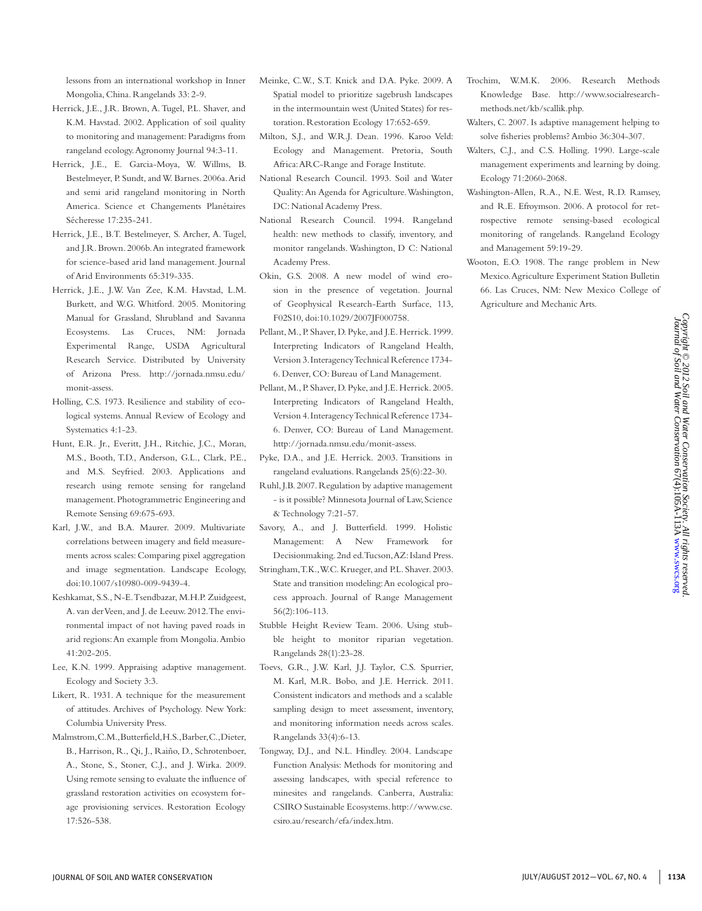lessons from an international workshop in Inner Mongolia, China. Rangelands 33: 2-9.

Herrick, J.E., J.R. Brown, A. Tugel, P.L. Shaver, and K.M. Havstad. 2002. Application of soil quality to monitoring and management: Paradigms from rangeland ecology. Agronomy Journal 94:3-11.

Herrick, J.E., E. Garcia-Moya, W. Willms, B. Bestelmeyer, P. Sundt, and W. Barnes. 2006a. Arid and semi arid rangeland monitoring in North America. Science et Changements Planétaires Sécheresse 17:235-241.

Herrick, J.E., B.T. Bestelmeyer, S. Archer, A. Tugel, and J.R. Brown. 2006b. An integrated framework for science-based arid land management. Journal of Arid Environments 65:319-335.

Herrick, J.E., J.W. Van Zee, K.M. Havstad, L.M. Burkett, and W.G. Whitford. 2005. Monitoring Manual for Grassland, Shrubland and Savanna Ecosystems. Las Cruces, NM: Jornada Experimental Range, USDA Agricultural Research Service. Distributed by University of Arizona Press. http://jornada.nmsu.edu/monit-assess.

Holling, C.S. 1973. Resilience and stability of ecological systems. Annual Review of Ecology and Systematics 4:1-23.

Hunt, E.R. Jr., Everitt, J.H., Ritchie, J.C., Moran, M.S., Booth, T.D., Anderson, G.L., Clark, P.E., and M.S. Seyfried. 2003. Applications and research using remote sensing for rangeland management. Photogrammetric Engineering and Remote Sensing 69:675-693.

Karl, J.W., and B.A. Maurer. 2009. Multivariate correlations between imagery and field measurements across scales: Comparing pixel aggregation and image segmentation. Landscape Ecology, doi:10.1007/s10980-009-9439-4.

Keshkamat, S.S., N-E. Tsendbazar, M.H.P. Zuidgeest, A. van der Veen, and J. de Leeuw. 2012. The environmental impact of not having paved roads in arid regions: An example from Mongolia. Ambio 41:202-205.

Lee, K.N. 1999. Appraising adaptive management. Ecology and Society 3:3.

Likert, R. 1931. A technique for the measurement of attitudes. Archives of Psychology. New York: Columbia University Press.

Malmstrom, C.M., Butterfield, H.S., Barber, C., Dieter, B., Harrison, R., Qi, J., Raiño, D., Schrotenboer, A., Stone, S., Stoner, C.J., and J. Wirka. 2009. Using remote sensing to evaluate the influence of grassland restoration activities on ecosystem forage provisioning services. Restoration Ecology 17:526-538.

Meinke, C.W., S.T. Knick and D.A. Pyke. 2009. A Spatial model to prioritize sagebrush landscapes in the intermountain west (United States) for restoration. Restoration Ecology 17:652-659.

Milton, S.J., and W.R.J. Dean. 1996. Karoo Veld: Ecology and Management. Pretoria, South Africa: ARC-Range and Forage Institute.

National Research Council. 1993. Soil and Water Quality: An Agenda for Agriculture. Washington, DC: National Academy Press.

National Research Council. 1994. Rangeland health: new methods to classify, inventory, and monitor rangelands. Washington, D C: National Academy Press.

Okin, G.S. 2008. A new model of wind erosion in the presence of vegetation. Journal of Geophysical Research-Earth Surface, 113, F02S10, doi:10.1029/2007JF000758.

Pellant, M., P. Shaver, D. Pyke, and J.E. Herrick. 1999. Interpreting Indicators of Rangeland Health, Version 3. Interagency Technical Reference 1734-6. Denver, CO: Bureau of Land Management.

Pellant, M., P. Shaver, D. Pyke, and J.E. Herrick. 2005. Interpreting Indicators of Rangeland Health, Version 4. Interagency Technical Reference 1734-6. Denver, CO: Bureau of Land Management. http://jornada.nmsu.edu/monit-assess.

Pyke, D.A., and J.E. Herrick. 2003. Transitions in rangeland evaluations. Rangelands 25(6):22-30.

Ruhl, J.B. 2007. Regulation by adaptive management - is it possible? Minnesota Journal of Law, Science & Technology 7:21-57.

Savory, A., and J. Butterfield. 1999. Holistic Management: A New Framework for Decisionmaking. 2nd ed. Tucson, AZ: Island Press.

Stringham, T.K., W.C. Krueger, and P.L. Shaver. 2003. State and transition modeling: An ecological process approach. Journal of Range Management 56(2):106-113.

Stubble Height Review Team. 2006. Using stubble height to monitor riparian vegetation. Rangelands 28(1):23-28.

Toevs, G.R., J.W. Karl, J.J. Taylor, C.S. Spurrier, M. Karl, M.R. Bobo, and J.E. Herrick. 2011. Consistent indicators and methods and a scalable sampling design to meet assessment, inventory, and monitoring information needs across scales. Rangelands 33(4):6-13.

Tongway, D.J., and N.L. Hindley. 2004. Landscape Function Analysis: Methods for monitoring and assessing landscapes, with special reference to minesites and rangelands. Canberra, Australia: CSIRO Sustainable Ecosystems. http://www.cse.csiro.au/research/efa/index.htm.

Trochim, W.M.K. 2006. Research Methods Knowledge Base. http://www.socialresearchmethods.net/kb/scallik.php.

Walters, C. 2007. Is adaptive management helping to solve fisheries problems? Ambio 36:304-307.

Walters, C.J., and C.S. Holling. 1990. Large-scale management experiments and learning by doing. Ecology 71:2060-2068.

Washington-Allen, R.A., N.E. West, R.D. Ramsey, and R.E. Efroymson. 2006. A protocol for retrospective remote sensing-based ecological monitoring of rangelands. Rangeland Ecology and Management 59:19-29.

Wooton, E.O. 1908. The range problem in New Mexico. Agriculture Experiment Station Bulletin 66. Las Cruces, NM: New Mexico College of Agriculture and Mechanic Arts.

*Copyright © 2012 Soil and Water Conservation Society. All rights reserved.*
*Journal of Soil and Water Conservation 67(4):105A-113A* www.swcs.org